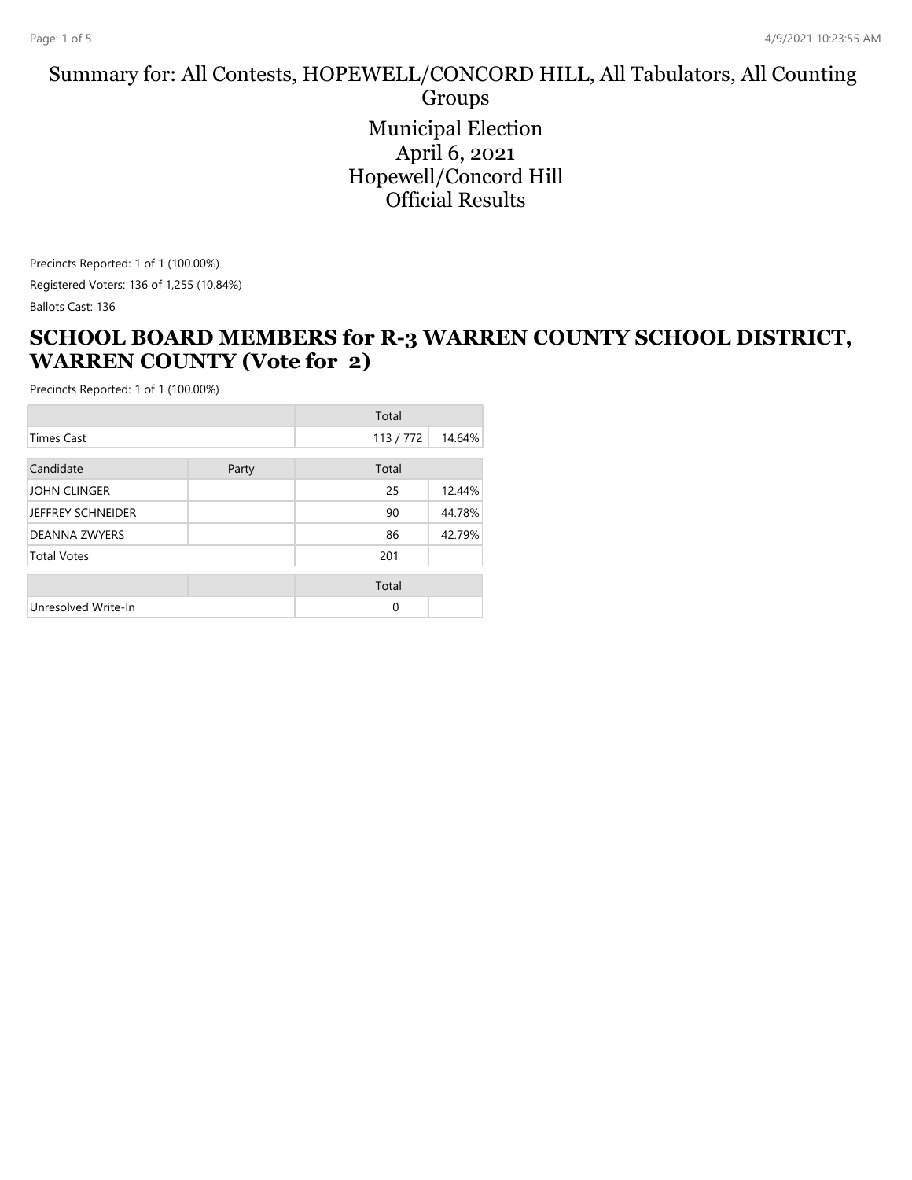# Summary for: All Contests, HOPEWELL/CONCORD HILL, All Tabulators, All Counting Groups

## Municipal Election
## April 6, 2021
## Hopewell/Concord Hill
## Official Results

Precincts Reported: 1 of 1 (100.00%)

Registered Voters: 136 of 1,255 (10.84%)

Ballots Cast: 136

## SCHOOL BOARD MEMBERS for R-3 WARREN COUNTY SCHOOL DISTRICT, WARREN COUNTY (Vote for 2)

Precincts Reported: 1 of 1 (100.00%)

| | | Total | |
|---|---|---|---|
| Times Cast | | 113 / 772 | 14.64% |

| Candidate | Party | Total | |
|---|---|---|---|
| JOHN CLINGER | | 25 | 12.44% |
| JEFFREY SCHNEIDER | | 90 | 44.78% |
| DEANNA ZWYERS | | 86 | 42.79% |
| Total Votes | | 201 | |

| | | Total | |
|---|---|---|---|
| Unresolved Write-In | | 0 | |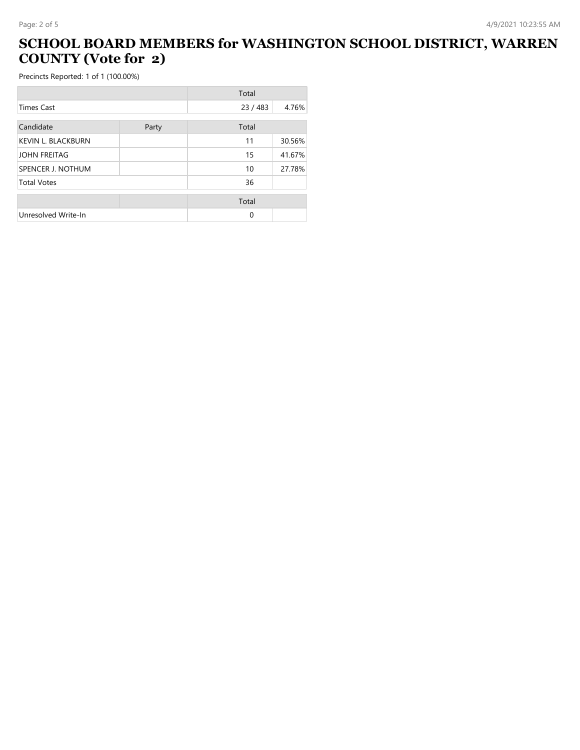# SCHOOL BOARD MEMBERS for WASHINGTON SCHOOL DISTRICT, WARREN COUNTY (Vote for 2)

Precincts Reported: 1 of 1 (100.00%)

| | | Total | |
|---|---|---|---|
| Times Cast | | 23 / 483 | 4.76% |

| Candidate | Party | Total | |
|---|---|---|---|
| KEVIN L. BLACKBURN | | 11 | 30.56% |
| JOHN FREITAG | | 15 | 41.67% |
| SPENCER J. NOTHUM | | 10 | 27.78% |
| Total Votes | | 36 | |

| | | Total | |
|---|---|---|---|
| Unresolved Write-In | | 0 | |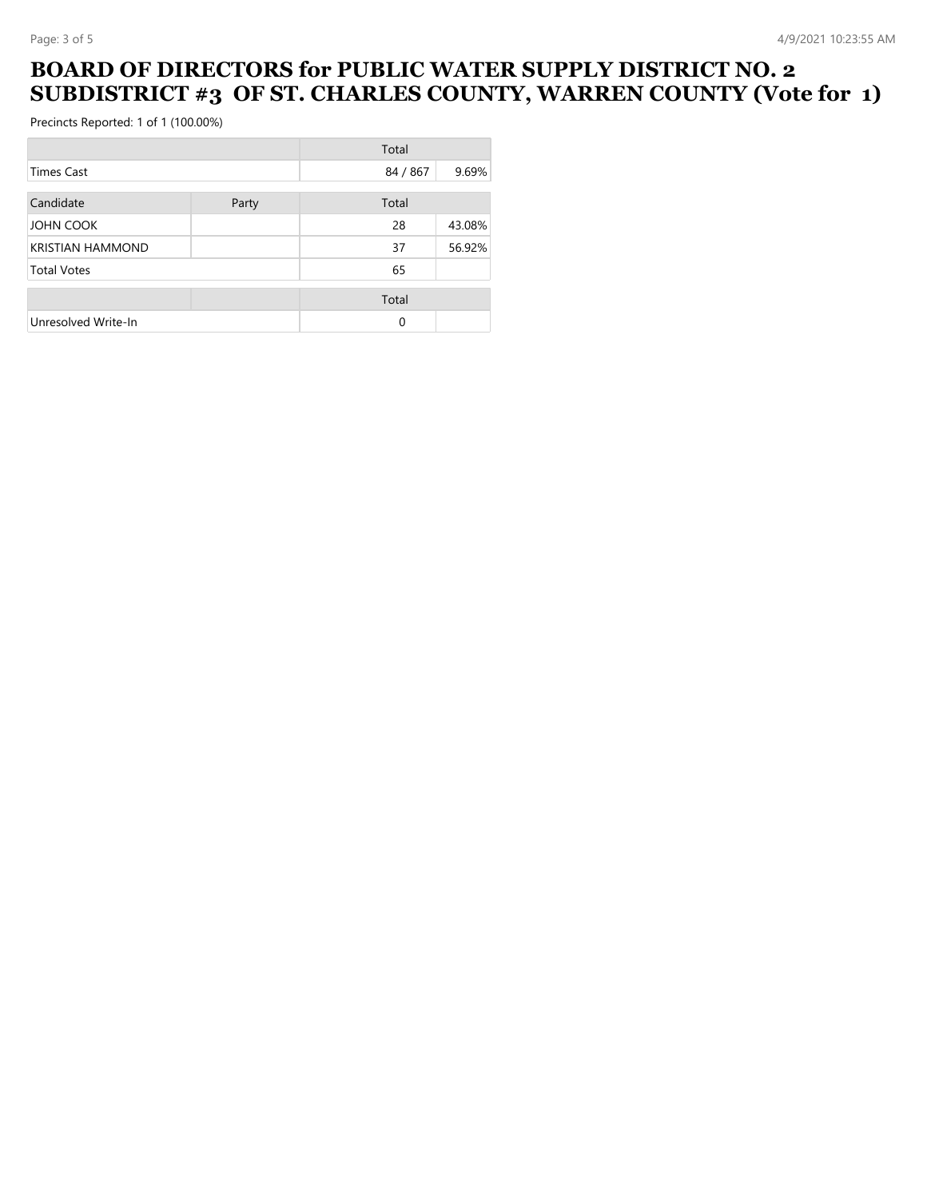# BOARD OF DIRECTORS for PUBLIC WATER SUPPLY DISTRICT NO. 2 SUBDISTRICT #3 OF ST. CHARLES COUNTY, WARREN COUNTY (Vote for 1)

Precincts Reported: 1 of 1 (100.00%)

| | | Total | |
|---|---|---|---|
| Times Cast | | 84 / 867 | 9.69% |

| Candidate | Party | Total | |
|---|---|---|---|
| JOHN COOK | | 28 | 43.08% |
| KRISTIAN HAMMOND | | 37 | 56.92% |
| Total Votes | | 65 | |

| | | Total | |
|---|---|---|---|
| Unresolved Write-In | | 0 | |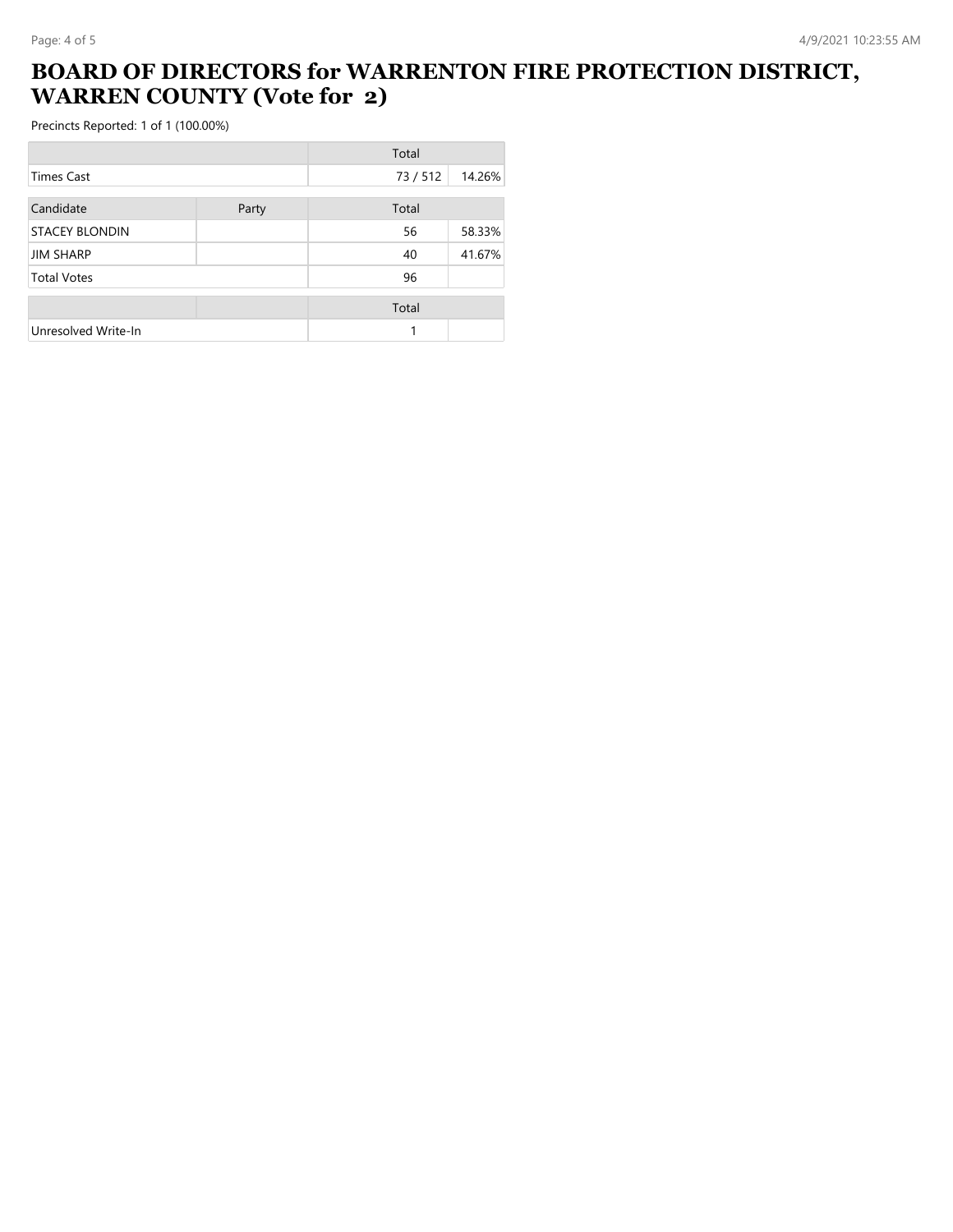# BOARD OF DIRECTORS for WARRENTON FIRE PROTECTION DISTRICT, WARREN COUNTY (Vote for 2)

Precincts Reported: 1 of 1 (100.00%)

| | | Total | |
|---|---|---|---|
| Times Cast | | 73 / 512 | 14.26% |

| Candidate | Party | Total | |
|---|---|---|---|
| STACEY BLONDIN | | 56 | 58.33% |
| JIM SHARP | | 40 | 41.67% |
| Total Votes | | 96 | |

| | | Total | |
|---|---|---|---|
| Unresolved Write-In | | 1 | |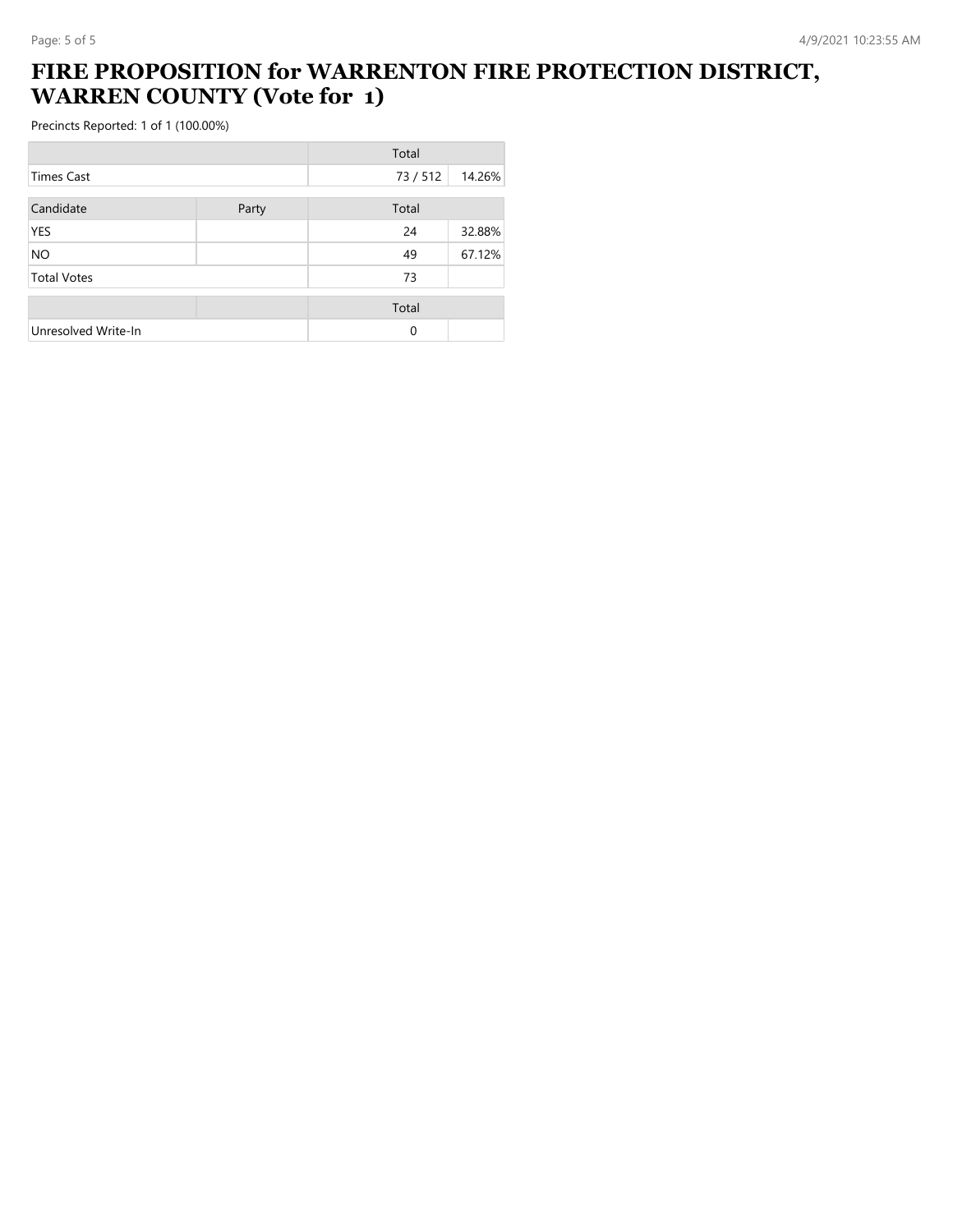# FIRE PROPOSITION for WARRENTON FIRE PROTECTION DISTRICT, WARREN COUNTY (Vote for 1)

Precincts Reported: 1 of 1 (100.00%)

| | | Total | |
|---|---|---|---|
| Times Cast | | 73 / 512 | 14.26% |

| Candidate | Party | Total | |
|---|---|---|---|
| YES | | 24 | 32.88% |
| NO | | 49 | 67.12% |
| Total Votes | | 73 | |

| | | Total | |
|---|---|---|---|
| Unresolved Write-In | | 0 | |